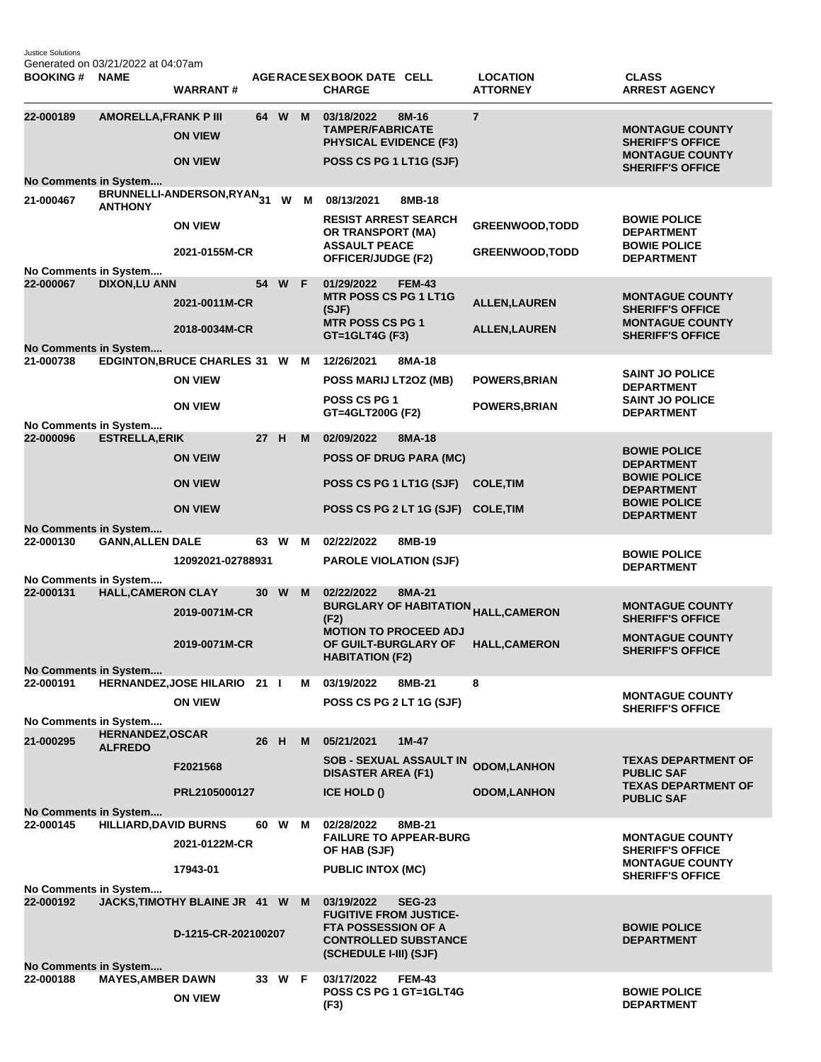Justice Solutions
Generated on 03/21/2022 at 04:07am

| BOOKING # | NAME | WARRANT # | AGE | RACE | SEX | BOOK DATE | CELL | CHARGE | LOCATION | ATTORNEY | CLASS | ARREST AGENCY |
|---|---|---|---|---|---|---|---|---|---|---|---|---|
| 22-000189 | AMORELLA,FRANK P III | | 64 | W | M | 03/18/2022 | 8M-16 | | 7 | | | |
| | | ON VIEW | | | | | | TAMPER/FABRICATE PHYSICAL EVIDENCE (F3) | | | | MONTAGUE COUNTY SHERIFF'S OFFICE |
| | | ON VIEW | | | | | | POSS CS PG 1 LT1G (SJF) | | | | MONTAGUE COUNTY SHERIFF'S OFFICE |
| No Comments in System.... | | | | | | | | | | | | |
| 21-000467 | BRUNNELLI-ANDERSON,RYAN ANTHONY | | 31 | W | M | 08/13/2021 | 8MB-18 | | | | | |
| | | ON VIEW | | | | | | RESIST ARREST SEARCH OR TRANSPORT (MA) | | GREENWOOD,TODD | | BOWIE POLICE DEPARTMENT |
| | | 2021-0155M-CR | | | | | | ASSAULT PEACE OFFICER/JUDGE (F2) | | GREENWOOD,TODD | | BOWIE POLICE DEPARTMENT |
| No Comments in System.... | | | | | | | | | | | | |
| 22-000067 | DIXON,LU ANN | | 54 | W | F | 01/29/2022 | FEM-43 | | | | | |
| | | 2021-0011M-CR | | | | | | MTR POSS CS PG 1 LT1G (SJF) | | ALLEN,LAUREN | | MONTAGUE COUNTY SHERIFF'S OFFICE |
| | | 2018-0034M-CR | | | | | | MTR POSS CS PG 1 GT=1GLT4G (F3) | | ALLEN,LAUREN | | MONTAGUE COUNTY SHERIFF'S OFFICE |
| No Comments in System.... | | | | | | | | | | | | |
| 21-000738 | EDGINTON,BRUCE CHARLES | | 31 | W | M | 12/26/2021 | 8MA-18 | | | | | |
| | | ON VIEW | | | | | | POSS MARIJ LT2OZ (MB) | | POWERS,BRIAN | | SAINT JO POLICE DEPARTMENT |
| | | ON VIEW | | | | | | POSS CS PG 1 GT=4GLT200G (F2) | | POWERS,BRIAN | | SAINT JO POLICE DEPARTMENT |
| No Comments in System.... | | | | | | | | | | | | |
| 22-000096 | ESTRELLA,ERIK | | 27 | H | M | 02/09/2022 | 8MA-18 | | | | | |
| | | ON VEIW | | | | | | POSS OF DRUG PARA (MC) | | | | BOWIE POLICE DEPARTMENT |
| | | ON VIEW | | | | | | POSS CS PG 1 LT1G (SJF) | | COLE,TIM | | BOWIE POLICE DEPARTMENT |
| | | ON VIEW | | | | | | POSS CS PG 2 LT 1G (SJF) | | COLE,TIM | | BOWIE POLICE DEPARTMENT |
| No Comments in System.... | | | | | | | | | | | | |
| 22-000130 | GANN,ALLEN DALE | | 63 | W | M | 02/22/2022 | 8MB-19 | | | | | |
| | | 12092021-02788931 | | | | | | PAROLE VIOLATION (SJF) | | | | BOWIE POLICE DEPARTMENT |
| No Comments in System.... | | | | | | | | | | | | |
| 22-000131 | HALL,CAMERON CLAY | | 30 | W | M | 02/22/2022 | 8MA-21 | | | | | |
| | | 2019-0071M-CR | | | | | | BURGLARY OF HABITATION (F2) | | HALL,CAMERON | | MONTAGUE COUNTY SHERIFF'S OFFICE |
| | | 2019-0071M-CR | | | | | | MOTION TO PROCEED ADJ OF GUILT-BURGLARY OF HABITATION (F2) | | HALL,CAMERON | | MONTAGUE COUNTY SHERIFF'S OFFICE |
| No Comments in System.... | | | | | | | | | | | | |
| 22-000191 | HERNANDEZ,JOSE HILARIO | | 21 | I | M | 03/19/2022 | 8MB-21 | | 8 | | | |
| | | ON VIEW | | | | | | POSS CS PG 2 LT 1G (SJF) | | | | MONTAGUE COUNTY SHERIFF'S OFFICE |
| No Comments in System.... | | | | | | | | | | | | |
| 21-000295 | HERNANDEZ,OSCAR ALFREDO | | 26 | H | M | 05/21/2021 | 1M-47 | | | | | |
| | | F2021568 | | | | | | SOB - SEXUAL ASSAULT IN DISASTER AREA (F1) | | ODOM,LANHON | | TEXAS DEPARTMENT OF PUBLIC SAF |
| | | PRL2105000127 | | | | | | ICE HOLD () | | ODOM,LANHON | | TEXAS DEPARTMENT OF PUBLIC SAF |
| No Comments in System.... | | | | | | | | | | | | |
| 22-000145 | HILLIARD,DAVID BURNS | | 60 | W | M | 02/28/2022 | 8MB-21 | | | | | |
| | | 2021-0122M-CR | | | | | | FAILURE TO APPEAR-BURG OF HAB (SJF) | | | | MONTAGUE COUNTY SHERIFF'S OFFICE |
| | | 17943-01 | | | | | | PUBLIC INTOX (MC) | | | | MONTAGUE COUNTY SHERIFF'S OFFICE |
| No Comments in System.... | | | | | | | | | | | | |
| 22-000192 | JACKS,TIMOTHY BLAINE JR | | 41 | W | M | 03/19/2022 | SEG-23 | | | | | |
| | | D-1215-CR-202100207 | | | | | | FUGITIVE FROM JUSTICE-FTA POSSESSION OF A CONTROLLED SUBSTANCE (SCHEDULE I-III) (SJF) | | | | BOWIE POLICE DEPARTMENT |
| No Comments in System.... | | | | | | | | | | | | |
| 22-000188 | MAYES,AMBER DAWN | | 33 | W | F | 03/17/2022 | FEM-43 | | | | | |
| | | ON VIEW | | | | | | POSS CS PG 1 GT=1GLT4G (F3) | | | | BOWIE POLICE DEPARTMENT |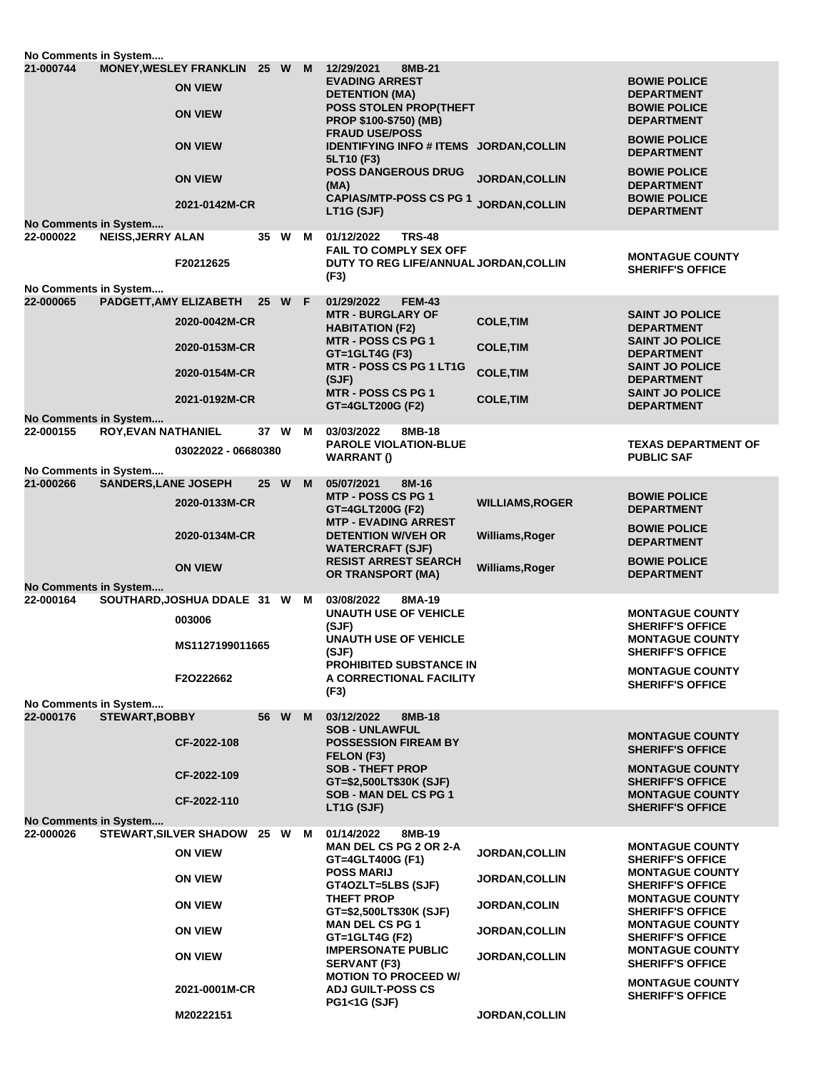No Comments in System....

| Booking # | Name | Cause/Warrant # | Age | Race | Sex | Date / Cell | Charge | Judge | Arresting Agency |
|---|---|---|---|---|---|---|---|---|---|
| 21-000744 | MONEY,WESLEY FRANKLIN | | 25 | W | M | 12/29/2021 8MB-21 | | | |
| | | ON VIEW | | | | | EVADING ARREST DETENTION (MA) | | BOWIE POLICE DEPARTMENT |
| | | ON VIEW | | | | | POSS STOLEN PROP(THEFT PROP $100-$750) (MB) | | BOWIE POLICE DEPARTMENT |
| | | ON VIEW | | | | | FRAUD USE/POSS IDENTIFYING INFO # ITEMS 5LT10 (F3) | JORDAN,COLLIN | BOWIE POLICE DEPARTMENT |
| | | ON VIEW | | | | | POSS DANGEROUS DRUG (MA) | JORDAN,COLLIN | BOWIE POLICE DEPARTMENT |
| | | 2021-0142M-CR | | | | | CAPIAS/MTP-POSS CS PG 1 LT1G (SJF) | JORDAN,COLLIN | BOWIE POLICE DEPARTMENT |

No Comments in System....

| Booking # | Name | Cause/Warrant # | Age | Race | Sex | Date / Cell | Charge | Judge | Arresting Agency |
|---|---|---|---|---|---|---|---|---|---|
| 22-000022 | NEISS,JERRY ALAN | | 35 | W | M | 01/12/2022 TRS-48 | | | |
| | | F20212625 | | | | | FAIL TO COMPLY SEX OFF DUTY TO REG LIFE/ANNUAL (F3) | JORDAN,COLLIN | MONTAGUE COUNTY SHERIFF'S OFFICE |

No Comments in System....

| Booking # | Name | Cause/Warrant # | Age | Race | Sex | Date / Cell | Charge | Judge | Arresting Agency |
|---|---|---|---|---|---|---|---|---|---|
| 22-000065 | PADGETT,AMY ELIZABETH | | 25 | W | F | 01/29/2022 FEM-43 | | | |
| | | 2020-0042M-CR | | | | | MTR - BURGLARY OF HABITATION (F2) | COLE,TIM | SAINT JO POLICE DEPARTMENT |
| | | 2020-0153M-CR | | | | | MTR - POSS CS PG 1 GT=1GLT4G (F3) | COLE,TIM | SAINT JO POLICE DEPARTMENT |
| | | 2020-0154M-CR | | | | | MTR - POSS CS PG 1 LT1G (SJF) | COLE,TIM | SAINT JO POLICE DEPARTMENT |
| | | 2021-0192M-CR | | | | | MTR - POSS CS PG 1 GT=4GLT200G (F2) | COLE,TIM | SAINT JO POLICE DEPARTMENT |

No Comments in System....

| Booking # | Name | Cause/Warrant # | Age | Race | Sex | Date / Cell | Charge | Judge | Arresting Agency |
|---|---|---|---|---|---|---|---|---|---|
| 22-000155 | ROY,EVAN NATHANIEL | | 37 | W | M | 03/03/2022 8MB-18 | | | |
| | | 03022022 - 06680380 | | | | | PAROLE VIOLATION-BLUE WARRANT () | | TEXAS DEPARTMENT OF PUBLIC SAF |

No Comments in System....

| Booking # | Name | Cause/Warrant # | Age | Race | Sex | Date / Cell | Charge | Judge | Arresting Agency |
|---|---|---|---|---|---|---|---|---|---|
| 21-000266 | SANDERS,LANE JOSEPH | | 25 | W | M | 05/07/2021 8M-16 | | | |
| | | 2020-0133M-CR | | | | | MTP - POSS CS PG 1 GT=4GLT200G (F2) | WILLIAMS,ROGER | BOWIE POLICE DEPARTMENT |
| | | 2020-0134M-CR | | | | | MTP - EVADING ARREST DETENTION W/VEH OR WATERCRAFT (SJF) | Williams,Roger | BOWIE POLICE DEPARTMENT |
| | | ON VIEW | | | | | RESIST ARREST SEARCH OR TRANSPORT (MA) | Williams,Roger | BOWIE POLICE DEPARTMENT |

No Comments in System....

| Booking # | Name | Cause/Warrant # | Age | Race | Sex | Date / Cell | Charge | Judge | Arresting Agency |
|---|---|---|---|---|---|---|---|---|---|
| 22-000164 | SOUTHARD,JOSHUA DDALE | | 31 | W | M | 03/08/2022 8MA-19 | | | |
| | | 003006 | | | | | UNAUTH USE OF VEHICLE (SJF) | | MONTAGUE COUNTY SHERIFF'S OFFICE |
| | | MS1127199011665 | | | | | UNAUTH USE OF VEHICLE (SJF) | | MONTAGUE COUNTY SHERIFF'S OFFICE |
| | | F2O222662 | | | | | PROHIBITED SUBSTANCE IN A CORRECTIONAL FACILITY (F3) | | MONTAGUE COUNTY SHERIFF'S OFFICE |

No Comments in System....

| Booking # | Name | Cause/Warrant # | Age | Race | Sex | Date / Cell | Charge | Judge | Arresting Agency |
|---|---|---|---|---|---|---|---|---|---|
| 22-000176 | STEWART,BOBBY | | 56 | W | M | 03/12/2022 8MB-18 | | | |
| | | CF-2022-108 | | | | | SOB - UNLAWFUL POSSESSION FIREAM BY FELON (F3) | | MONTAGUE COUNTY SHERIFF'S OFFICE |
| | | CF-2022-109 | | | | | SOB - THEFT PROP GT=$2,500LT$30K (SJF) | | MONTAGUE COUNTY SHERIFF'S OFFICE |
| | | CF-2022-110 | | | | | SOB - MAN DEL CS PG 1 LT1G (SJF) | | MONTAGUE COUNTY SHERIFF'S OFFICE |

No Comments in System....

| Booking # | Name | Cause/Warrant # | Age | Race | Sex | Date / Cell | Charge | Judge | Arresting Agency |
|---|---|---|---|---|---|---|---|---|---|
| 22-000026 | STEWART,SILVER SHADOW | | 25 | W | M | 01/14/2022 8MB-19 | | | |
| | | ON VIEW | | | | | MAN DEL CS PG 2 OR 2-A GT=4GLT400G (F1) | JORDAN,COLLIN | MONTAGUE COUNTY SHERIFF'S OFFICE |
| | | ON VIEW | | | | | POSS MARIJ GT4OZLT=5LBS (SJF) | JORDAN,COLLIN | MONTAGUE COUNTY SHERIFF'S OFFICE |
| | | ON VIEW | | | | | THEFT PROP GT=$2,500LT$30K (SJF) | JORDAN,COLIN | MONTAGUE COUNTY SHERIFF'S OFFICE |
| | | ON VIEW | | | | | MAN DEL CS PG 1 GT=1GLT4G (F2) | JORDAN,COLLIN | MONTAGUE COUNTY SHERIFF'S OFFICE |
| | | ON VIEW | | | | | IMPERSONATE PUBLIC SERVANT (F3) | JORDAN,COLLIN | MONTAGUE COUNTY SHERIFF'S OFFICE |
| | | 2021-0001M-CR | | | | | MOTION TO PROCEED W/ ADJ GUILT-POSS CS PG1<1G (SJF) | | MONTAGUE COUNTY SHERIFF'S OFFICE |
| | | M20222151 | | | | | | JORDAN,COLLIN | |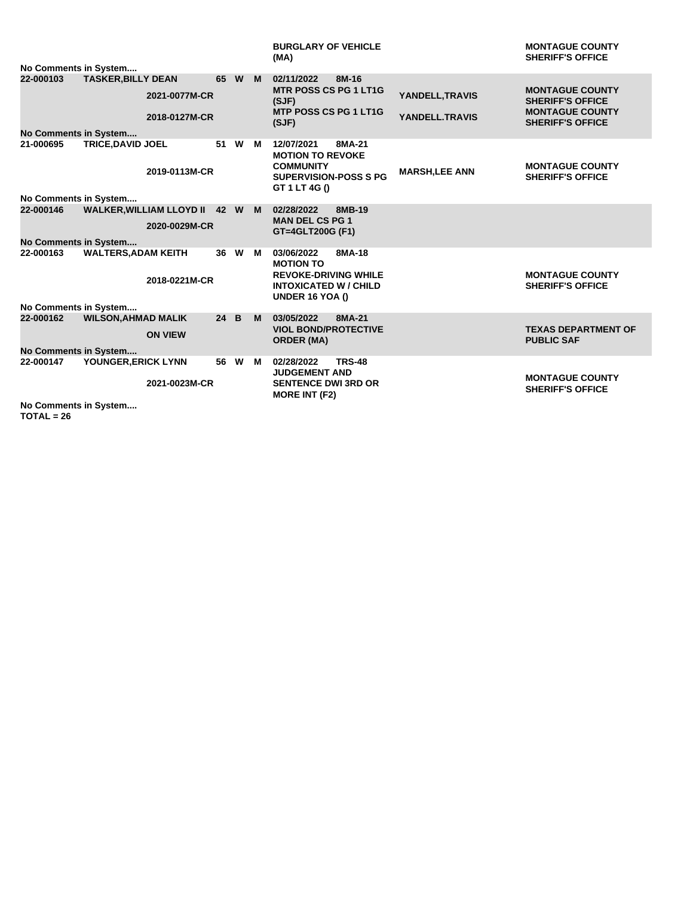| | | | | | | | | |
|---|---|---|---|---|---|---|---|---|
| | | | | | | BURGLARY OF VEHICLE (MA) | | MONTAGUE COUNTY SHERIFF'S OFFICE |
| No Comments in System.... | | | | | | | | |
| 22-000103 | TASKER,BILLY DEAN | | 65 | W | M | 02/11/2022 8M-16 | | |
| | | 2021-0077M-CR | | | | MTR POSS CS PG 1 LT1G (SJF) | YANDELL,TRAVIS | MONTAGUE COUNTY SHERIFF'S OFFICE |
| | | 2018-0127M-CR | | | | MTP POSS CS PG 1 LT1G (SJF) | YANDELL.TRAVIS | MONTAGUE COUNTY SHERIFF'S OFFICE |
| No Comments in System.... | | | | | | | | |
| 21-000695 | TRICE,DAVID JOEL | | 51 | W | M | 12/07/2021 8MA-21 | | |
| | | 2019-0113M-CR | | | | MOTION TO REVOKE COMMUNITY SUPERVISION-POSS S PG GT 1 LT 4G () | MARSH,LEE ANN | MONTAGUE COUNTY SHERIFF'S OFFICE |
| No Comments in System.... | | | | | | | | |
| 22-000146 | WALKER,WILLIAM LLOYD II | | 42 | W | M | 02/28/2022 8MB-19 | | |
| | | 2020-0029M-CR | | | | MAN DEL CS PG 1 GT=4GLT200G (F1) | | |
| No Comments in System.... | | | | | | | | |
| 22-000163 | WALTERS,ADAM KEITH | | 36 | W | M | 03/06/2022 8MA-18 | | |
| | | 2018-0221M-CR | | | | MOTION TO REVOKE-DRIVING WHILE INTOXICATED W / CHILD UNDER 16 YOA () | | MONTAGUE COUNTY SHERIFF'S OFFICE |
| No Comments in System.... | | | | | | | | |
| 22-000162 | WILSON,AHMAD MALIK | | 24 | B | M | 03/05/2022 8MA-21 | | |
| | | ON VIEW | | | | VIOL BOND/PROTECTIVE ORDER (MA) | | TEXAS DEPARTMENT OF PUBLIC SAF |
| No Comments in System.... | | | | | | | | |
| 22-000147 | YOUNGER,ERICK LYNN | | 56 | W | M | 02/28/2022 TRS-48 | | |
| | | 2021-0023M-CR | | | | JUDGEMENT AND SENTENCE DWI 3RD OR MORE INT (F2) | | MONTAGUE COUNTY SHERIFF'S OFFICE |
| No Comments in System.... | | | | | | | | |

**TOTAL = 26**